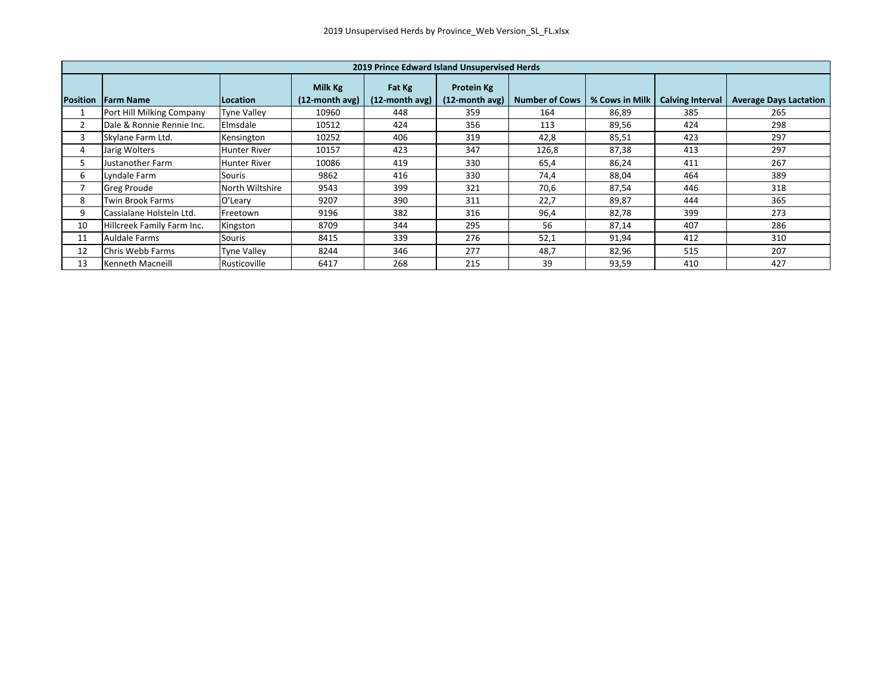| 2019 Prince Edward Island Unsupervised Herds | | | | | | | | | | |
|---|---|---|---|---|---|---|---|---|---|---|
| Position | Farm Name | Location | Milk Kg (12-month avg) | Fat Kg (12-month avg) | Protein Kg (12-month avg) | Number of Cows | % Cows in Milk | Calving Interval | Average Days Lactation |
| 1 | Port Hill Milking Company | Tyne Valley | 10960 | 448 | 359 | 164 | 86,89 | 385 | 265 |
| 2 | Dale & Ronnie Rennie Inc. | Elmsdale | 10512 | 424 | 356 | 113 | 89,56 | 424 | 298 |
| 3 | Skylane Farm Ltd. | Kensington | 10252 | 406 | 319 | 42,8 | 85,51 | 423 | 297 |
| 4 | Jarig Wolters | Hunter River | 10157 | 423 | 347 | 126,8 | 87,38 | 413 | 297 |
| 5 | Justanother Farm | Hunter River | 10086 | 419 | 330 | 65,4 | 86,24 | 411 | 267 |
| 6 | Lyndale Farm | Souris | 9862 | 416 | 330 | 74,4 | 88,04 | 464 | 389 |
| 7 | Greg Proude | North Wiltshire | 9543 | 399 | 321 | 70,6 | 87,54 | 446 | 318 |
| 8 | Twin Brook Farms | O'Leary | 9207 | 390 | 311 | 22,7 | 89,87 | 444 | 365 |
| 9 | Cassialane Holstein Ltd. | Freetown | 9196 | 382 | 316 | 96,4 | 82,78 | 399 | 273 |
| 10 | Hillcreek Family Farm Inc. | Kingston | 8709 | 344 | 295 | 56 | 87,14 | 407 | 286 |
| 11 | Auldale Farms | Souris | 8415 | 339 | 276 | 52,1 | 91,94 | 412 | 310 |
| 12 | Chris Webb Farms | Tyne Valley | 8244 | 346 | 277 | 48,7 | 82,96 | 515 | 207 |
| 13 | Kenneth Macneill | Rusticoville | 6417 | 268 | 215 | 39 | 93,59 | 410 | 427 |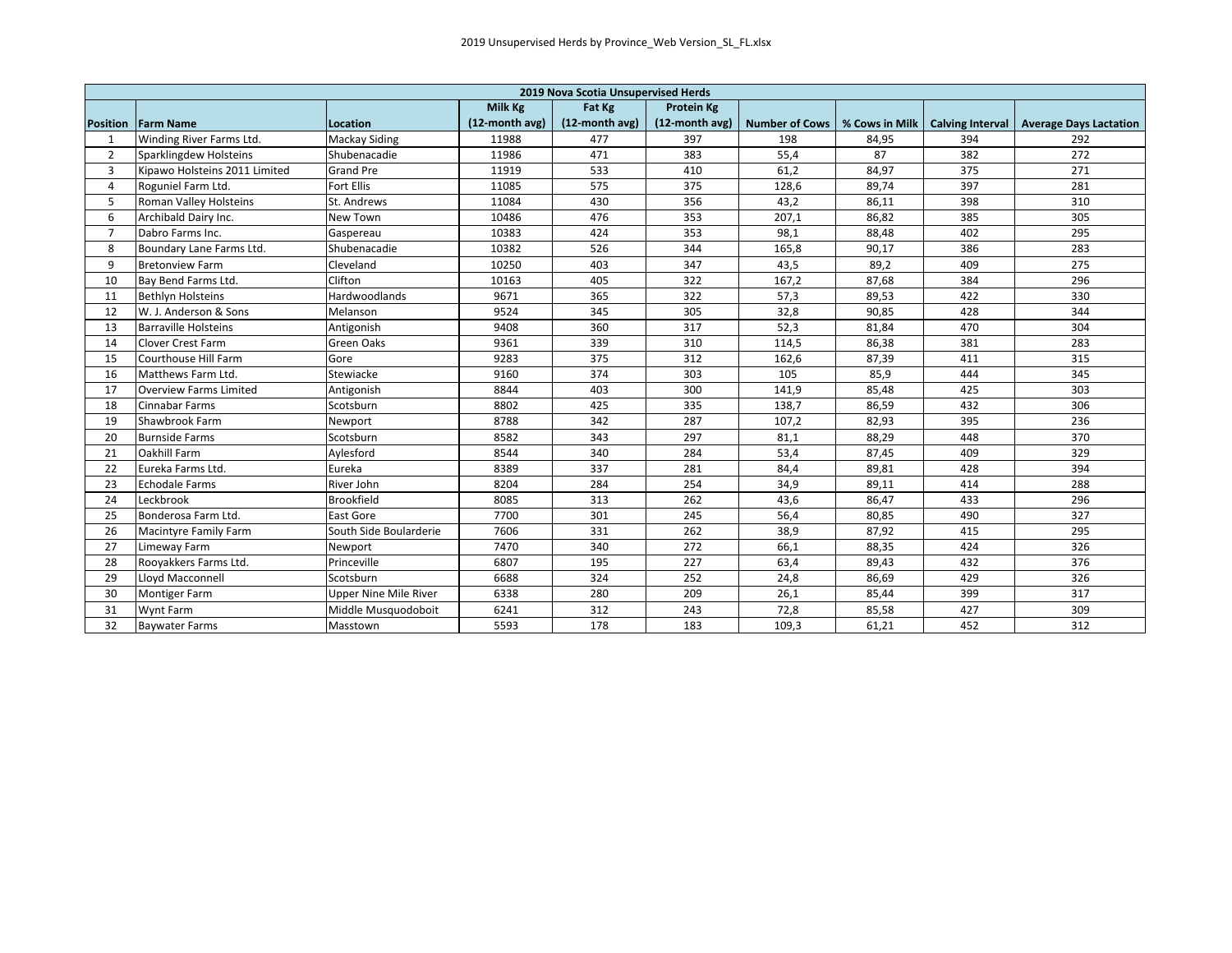| 2019 Nova Scotia Unsupervised Herds | | | | | | | | | |
|---|---|---|---|---|---|---|---|---|---|
| Position | Farm Name | Location | Milk Kg (12-month avg) | Fat Kg (12-month avg) | Protein Kg (12-month avg) | Number of Cows | % Cows in Milk | Calving Interval | Average Days Lactation |
| 1 | Winding River Farms Ltd. | Mackay Siding | 11988 | 477 | 397 | 198 | 84,95 | 394 | 292 |
| 2 | Sparklingdew Holsteins | Shubenacadie | 11986 | 471 | 383 | 55,4 | 87 | 382 | 272 |
| 3 | Kipawo Holsteins 2011 Limited | Grand Pre | 11919 | 533 | 410 | 61,2 | 84,97 | 375 | 271 |
| 4 | Roguniel Farm Ltd. | Fort Ellis | 11085 | 575 | 375 | 128,6 | 89,74 | 397 | 281 |
| 5 | Roman Valley Holsteins | St. Andrews | 11084 | 430 | 356 | 43,2 | 86,11 | 398 | 310 |
| 6 | Archibald Dairy Inc. | New Town | 10486 | 476 | 353 | 207,1 | 86,82 | 385 | 305 |
| 7 | Dabro Farms Inc. | Gaspereau | 10383 | 424 | 353 | 98,1 | 88,48 | 402 | 295 |
| 8 | Boundary Lane Farms Ltd. | Shubenacadie | 10382 | 526 | 344 | 165,8 | 90,17 | 386 | 283 |
| 9 | Bretonview Farm | Cleveland | 10250 | 403 | 347 | 43,5 | 89,2 | 409 | 275 |
| 10 | Bay Bend Farms Ltd. | Clifton | 10163 | 405 | 322 | 167,2 | 87,68 | 384 | 296 |
| 11 | Bethlyn Holsteins | Hardwoodlands | 9671 | 365 | 322 | 57,3 | 89,53 | 422 | 330 |
| 12 | W. J. Anderson & Sons | Melanson | 9524 | 345 | 305 | 32,8 | 90,85 | 428 | 344 |
| 13 | Barraville Holsteins | Antigonish | 9408 | 360 | 317 | 52,3 | 81,84 | 470 | 304 |
| 14 | Clover Crest Farm | Green Oaks | 9361 | 339 | 310 | 114,5 | 86,38 | 381 | 283 |
| 15 | Courthouse Hill Farm | Gore | 9283 | 375 | 312 | 162,6 | 87,39 | 411 | 315 |
| 16 | Matthews Farm Ltd. | Stewiacke | 9160 | 374 | 303 | 105 | 85,9 | 444 | 345 |
| 17 | Overview Farms Limited | Antigonish | 8844 | 403 | 300 | 141,9 | 85,48 | 425 | 303 |
| 18 | Cinnabar Farms | Scotsburn | 8802 | 425 | 335 | 138,7 | 86,59 | 432 | 306 |
| 19 | Shawbrook Farm | Newport | 8788 | 342 | 287 | 107,2 | 82,93 | 395 | 236 |
| 20 | Burnside Farms | Scotsburn | 8582 | 343 | 297 | 81,1 | 88,29 | 448 | 370 |
| 21 | Oakhill Farm | Aylesford | 8544 | 340 | 284 | 53,4 | 87,45 | 409 | 329 |
| 22 | Eureka Farms Ltd. | Eureka | 8389 | 337 | 281 | 84,4 | 89,81 | 428 | 394 |
| 23 | Echodale Farms | River John | 8204 | 284 | 254 | 34,9 | 89,11 | 414 | 288 |
| 24 | Leckbrook | Brookfield | 8085 | 313 | 262 | 43,6 | 86,47 | 433 | 296 |
| 25 | Bonderosa Farm Ltd. | East Gore | 7700 | 301 | 245 | 56,4 | 80,85 | 490 | 327 |
| 26 | Macintyre Family Farm | South Side Boularderie | 7606 | 331 | 262 | 38,9 | 87,92 | 415 | 295 |
| 27 | Limeway Farm | Newport | 7470 | 340 | 272 | 66,1 | 88,35 | 424 | 326 |
| 28 | Rooyakkers Farms Ltd. | Princeville | 6807 | 195 | 227 | 63,4 | 89,43 | 432 | 376 |
| 29 | Lloyd Macconnell | Scotsburn | 6688 | 324 | 252 | 24,8 | 86,69 | 429 | 326 |
| 30 | Montiger Farm | Upper Nine Mile River | 6338 | 280 | 209 | 26,1 | 85,44 | 399 | 317 |
| 31 | Wynt Farm | Middle Musquodoboit | 6241 | 312 | 243 | 72,8 | 85,58 | 427 | 309 |
| 32 | Baywater Farms | Masstown | 5593 | 178 | 183 | 109,3 | 61,21 | 452 | 312 |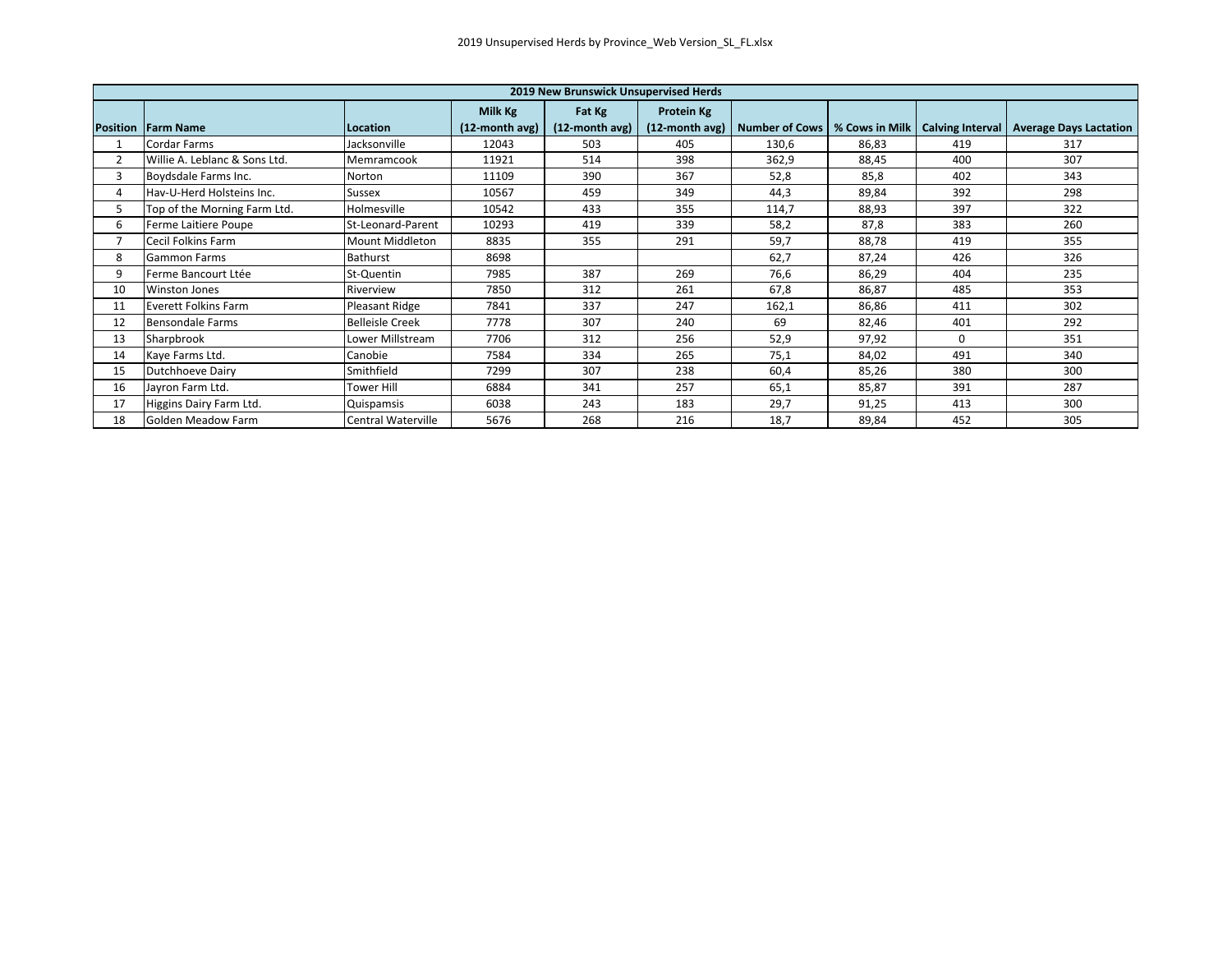| 2019 New Brunswick Unsupervised Herds | | | | | | | | | |
|---|---|---|---|---|---|---|---|---|---|
| Position | Farm Name | Location | Milk Kg (12-month avg) | Fat Kg (12-month avg) | Protein Kg (12-month avg) | Number of Cows | % Cows in Milk | Calving Interval | Average Days Lactation |
| 1 | Cordar Farms | Jacksonville | 12043 | 503 | 405 | 130,6 | 86,83 | 419 | 317 |
| 2 | Willie A. Leblanc & Sons Ltd. | Memramcook | 11921 | 514 | 398 | 362,9 | 88,45 | 400 | 307 |
| 3 | Boydsdale Farms Inc. | Norton | 11109 | 390 | 367 | 52,8 | 85,8 | 402 | 343 |
| 4 | Hav-U-Herd Holsteins Inc. | Sussex | 10567 | 459 | 349 | 44,3 | 89,84 | 392 | 298 |
| 5 | Top of the Morning Farm Ltd. | Holmesville | 10542 | 433 | 355 | 114,7 | 88,93 | 397 | 322 |
| 6 | Ferme Laitiere Poupe | St-Leonard-Parent | 10293 | 419 | 339 | 58,2 | 87,8 | 383 | 260 |
| 7 | Cecil Folkins Farm | Mount Middleton | 8835 | 355 | 291 | 59,7 | 88,78 | 419 | 355 |
| 8 | Gammon Farms | Bathurst | 8698 | | | 62,7 | 87,24 | 426 | 326 |
| 9 | Ferme Bancourt Ltée | St-Quentin | 7985 | 387 | 269 | 76,6 | 86,29 | 404 | 235 |
| 10 | Winston Jones | Riverview | 7850 | 312 | 261 | 67,8 | 86,87 | 485 | 353 |
| 11 | Everett Folkins Farm | Pleasant Ridge | 7841 | 337 | 247 | 162,1 | 86,86 | 411 | 302 |
| 12 | Bensondale Farms | Belleisle Creek | 7778 | 307 | 240 | 69 | 82,46 | 401 | 292 |
| 13 | Sharpbrook | Lower Millstream | 7706 | 312 | 256 | 52,9 | 97,92 | 0 | 351 |
| 14 | Kaye Farms Ltd. | Canobie | 7584 | 334 | 265 | 75,1 | 84,02 | 491 | 340 |
| 15 | Dutchhoeve Dairy | Smithfield | 7299 | 307 | 238 | 60,4 | 85,26 | 380 | 300 |
| 16 | Jayron Farm Ltd. | Tower Hill | 6884 | 341 | 257 | 65,1 | 85,87 | 391 | 287 |
| 17 | Higgins Dairy Farm Ltd. | Quispamsis | 6038 | 243 | 183 | 29,7 | 91,25 | 413 | 300 |
| 18 | Golden Meadow Farm | Central Waterville | 5676 | 268 | 216 | 18,7 | 89,84 | 452 | 305 |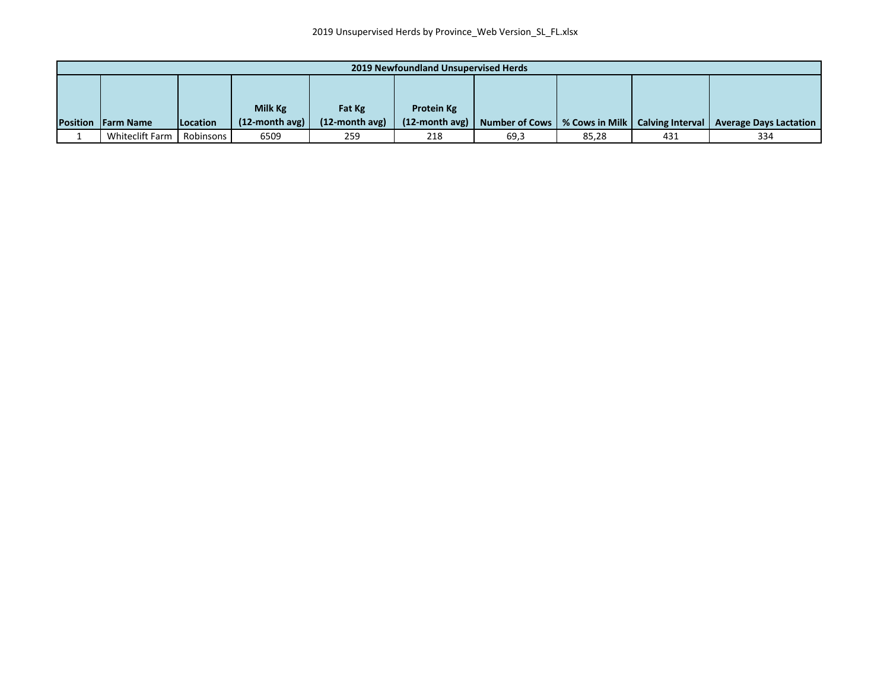| 2019 Newfoundland Unsupervised Herds | | | | | | | | | |
|---|---|---|---|---|---|---|---|---|---|
| Position | Farm Name | Location | Milk Kg (12-month avg) | Fat Kg (12-month avg) | Protein Kg (12-month avg) | Number of Cows | % Cows in Milk | Calving Interval | Average Days Lactation |
| 1 | Whiteclift Farm | Robinsons | 6509 | 259 | 218 | 69,3 | 85,28 | 431 | 334 |